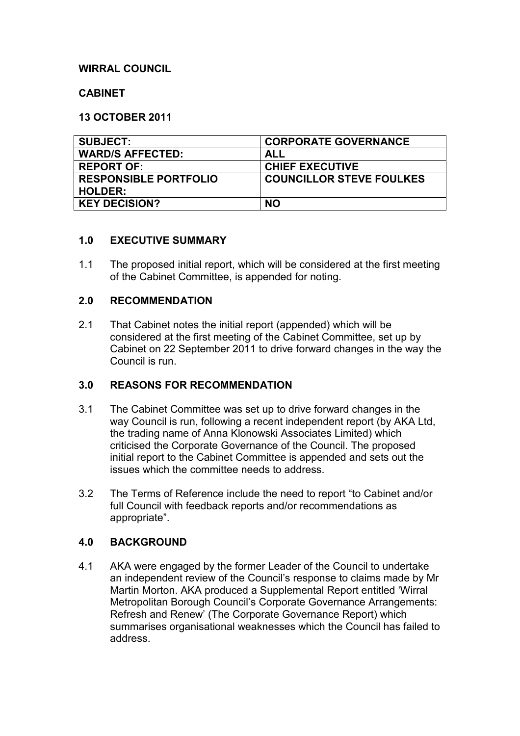**WIRRAL COUNCIL**

**CABINET**

**13 OCTOBER 2011**

| | |
|---|---|
| **SUBJECT:** | **CORPORATE GOVERNANCE** |
| **WARD/S AFFECTED:** | **ALL** |
| **REPORT OF:** | **CHIEF EXECUTIVE** |
| **RESPONSIBLE PORTFOLIO HOLDER:** | **COUNCILLOR STEVE FOULKES** |
| **KEY DECISION?** | **NO** |

## 1.0 EXECUTIVE SUMMARY

1.1 The proposed initial report, which will be considered at the first meeting of the Cabinet Committee, is appended for noting.

## 2.0 RECOMMENDATION

2.1 That Cabinet notes the initial report (appended) which will be considered at the first meeting of the Cabinet Committee, set up by Cabinet on 22 September 2011 to drive forward changes in the way the Council is run.

## 3.0 REASONS FOR RECOMMENDATION

3.1 The Cabinet Committee was set up to drive forward changes in the way Council is run, following a recent independent report (by AKA Ltd, the trading name of Anna Klonowski Associates Limited) which criticised the Corporate Governance of the Council. The proposed initial report to the Cabinet Committee is appended and sets out the issues which the committee needs to address.

3.2 The Terms of Reference include the need to report "to Cabinet and/or full Council with feedback reports and/or recommendations as appropriate".

## 4.0 BACKGROUND

4.1 AKA were engaged by the former Leader of the Council to undertake an independent review of the Council's response to claims made by Mr Martin Morton. AKA produced a Supplemental Report entitled 'Wirral Metropolitan Borough Council's Corporate Governance Arrangements: Refresh and Renew' (The Corporate Governance Report) which summarises organisational weaknesses which the Council has failed to address.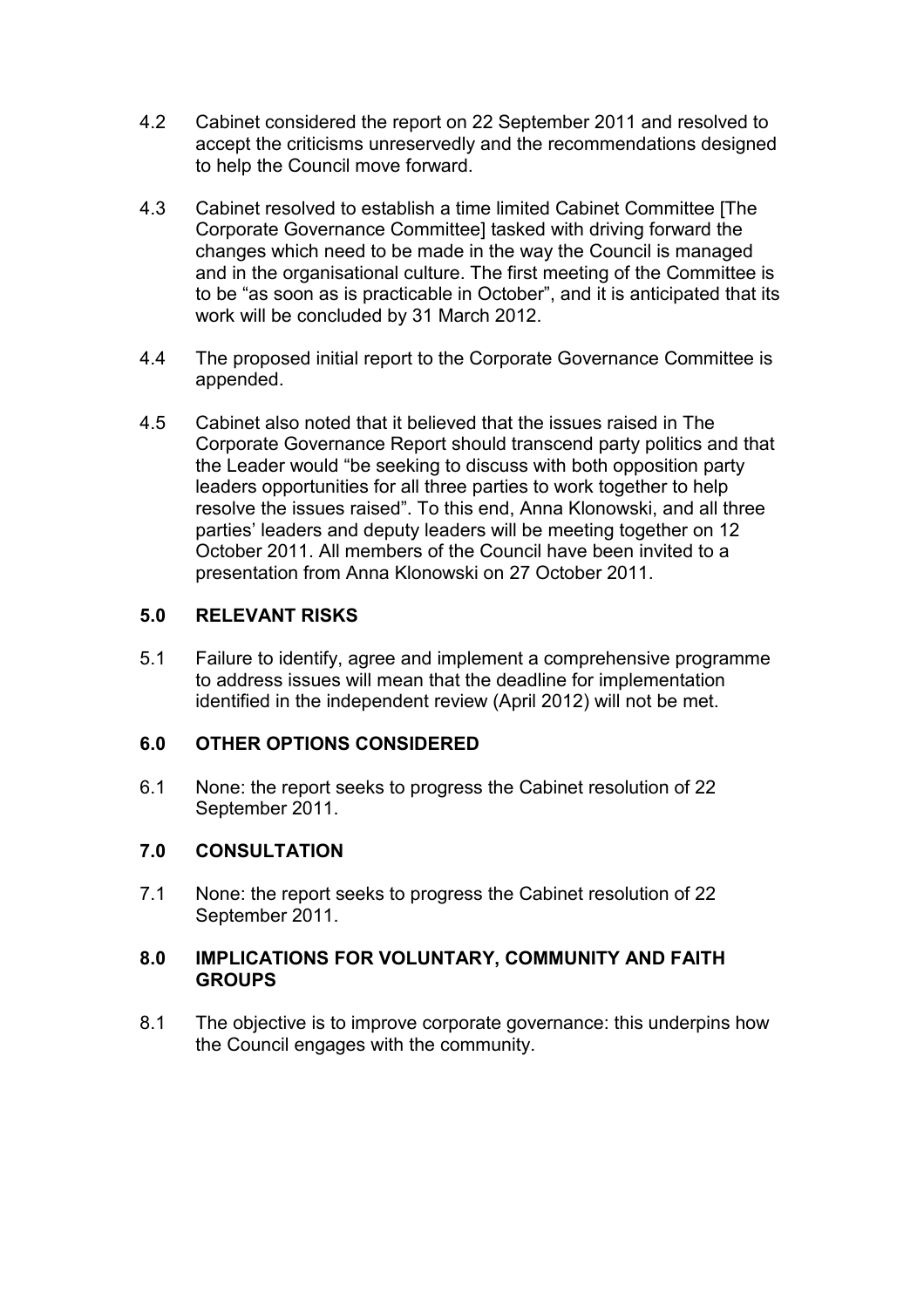4.2 Cabinet considered the report on 22 September 2011 and resolved to accept the criticisms unreservedly and the recommendations designed to help the Council move forward.

4.3 Cabinet resolved to establish a time limited Cabinet Committee [The Corporate Governance Committee] tasked with driving forward the changes which need to be made in the way the Council is managed and in the organisational culture. The first meeting of the Committee is to be "as soon as is practicable in October", and it is anticipated that its work will be concluded by 31 March 2012.

4.4 The proposed initial report to the Corporate Governance Committee is appended.

4.5 Cabinet also noted that it believed that the issues raised in The Corporate Governance Report should transcend party politics and that the Leader would "be seeking to discuss with both opposition party leaders opportunities for all three parties to work together to help resolve the issues raised". To this end, Anna Klonowski, and all three parties' leaders and deputy leaders will be meeting together on 12 October 2011. All members of the Council have been invited to a presentation from Anna Klonowski on 27 October 2011.

## 5.0 RELEVANT RISKS

5.1 Failure to identify, agree and implement a comprehensive programme to address issues will mean that the deadline for implementation identified in the independent review (April 2012) will not be met.

## 6.0 OTHER OPTIONS CONSIDERED

6.1 None: the report seeks to progress the Cabinet resolution of 22 September 2011.

## 7.0 CONSULTATION

7.1 None: the report seeks to progress the Cabinet resolution of 22 September 2011.

## 8.0 IMPLICATIONS FOR VOLUNTARY, COMMUNITY AND FAITH GROUPS

8.1 The objective is to improve corporate governance: this underpins how the Council engages with the community.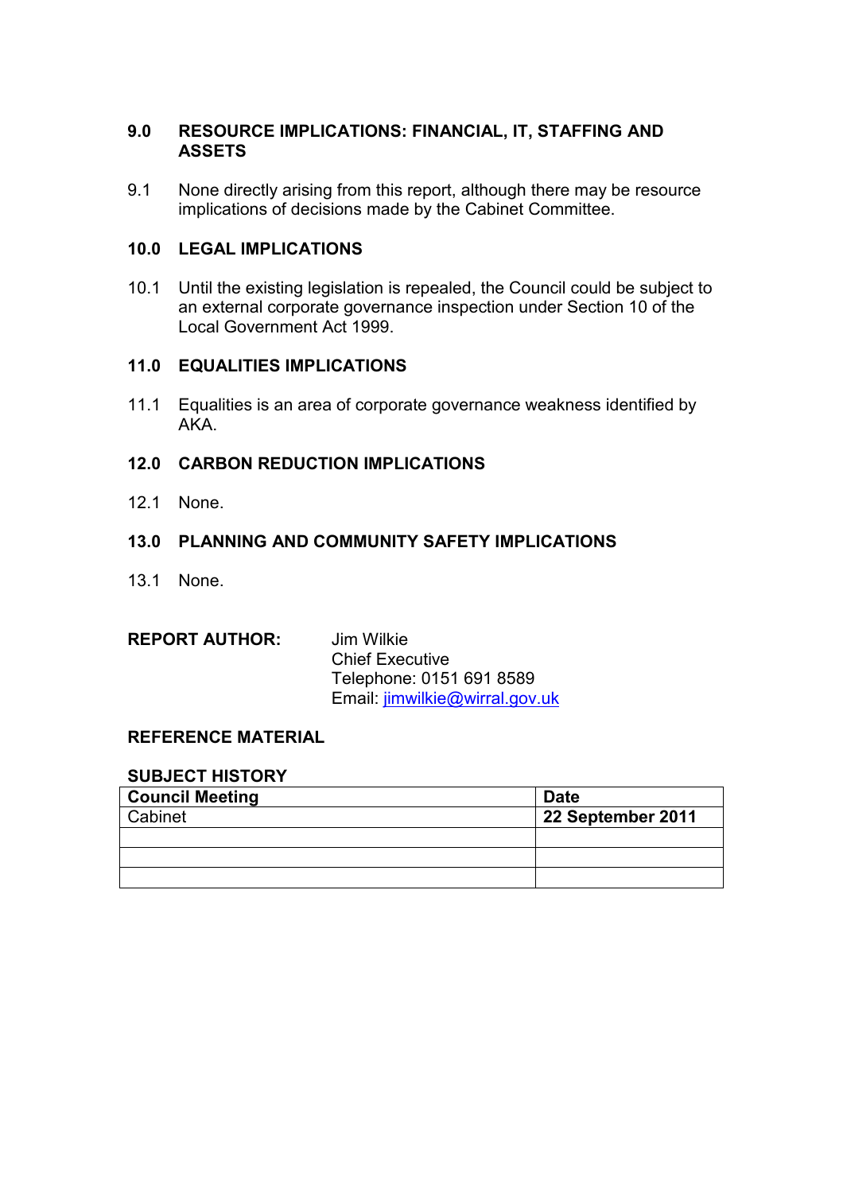## 9.0 RESOURCE IMPLICATIONS: FINANCIAL, IT, STAFFING AND ASSETS

9.1 None directly arising from this report, although there may be resource implications of decisions made by the Cabinet Committee.

## 10.0 LEGAL IMPLICATIONS

10.1 Until the existing legislation is repealed, the Council could be subject to an external corporate governance inspection under Section 10 of the Local Government Act 1999.

## 11.0 EQUALITIES IMPLICATIONS

11.1 Equalities is an area of corporate governance weakness identified by AKA.

## 12.0 CARBON REDUCTION IMPLICATIONS

12.1 None.

## 13.0 PLANNING AND COMMUNITY SAFETY IMPLICATIONS

13.1 None.

**REPORT AUTHOR:** Jim Wilkie
Chief Executive
Telephone: 0151 691 8589
Email: jimwilkie@wirral.gov.uk

**REFERENCE MATERIAL**

**SUBJECT HISTORY**

| Council Meeting | Date |
|---|---|
| Cabinet | **22 September 2011** |
| | |
| | |
| | |